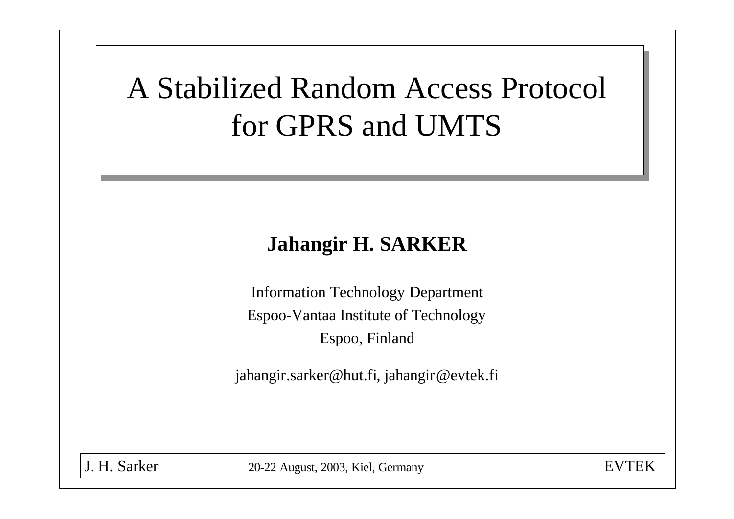# A Stabilized Random Access Protocol for GPRS and UMTS

**Jahangir H. SARKER**

Information Technology Department
Espoo-Vantaa Institute of Technology
Espoo, Finland

jahangir.sarker@hut.fi, jahangir@evtek.fi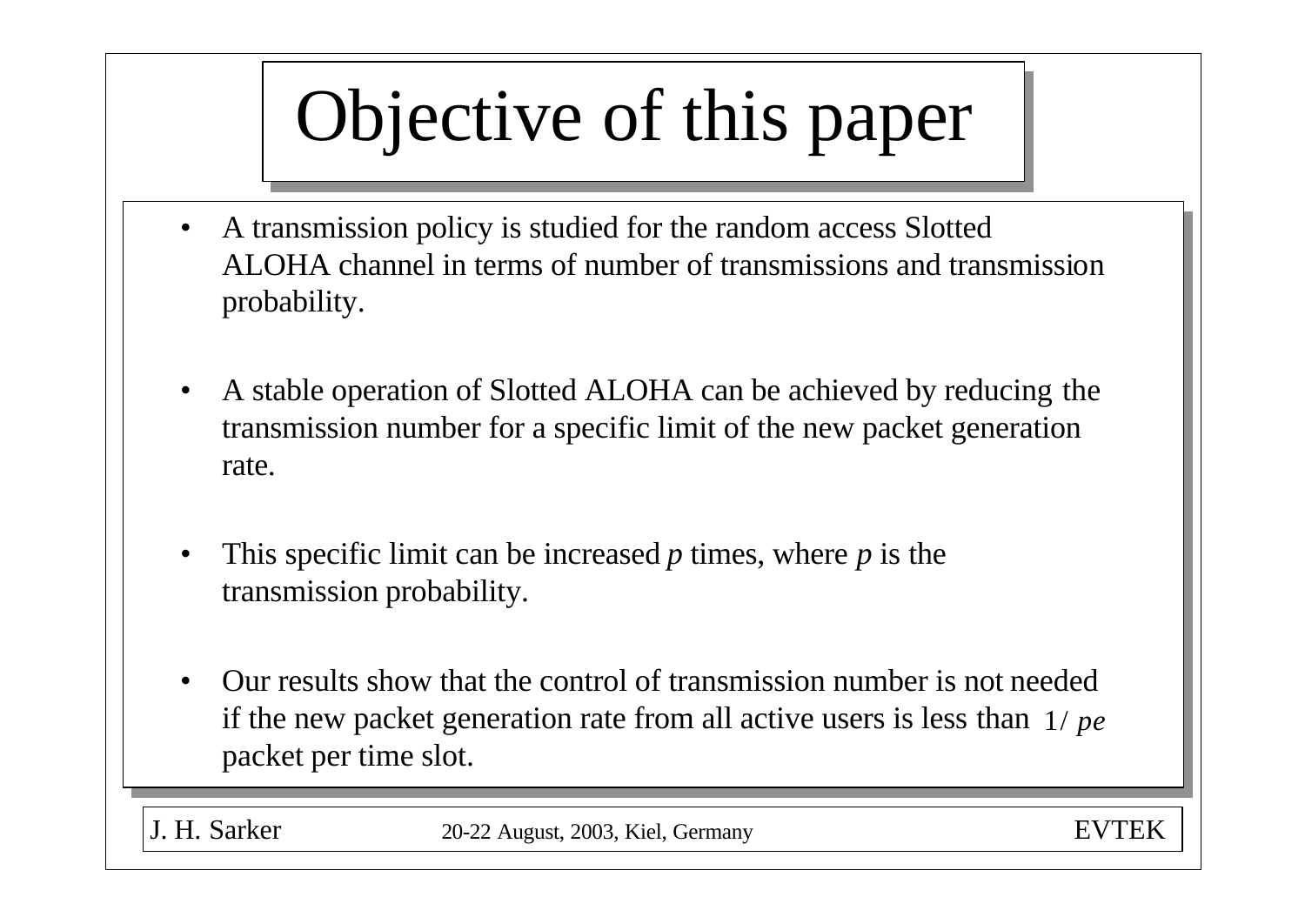# Objective of this paper

- A transmission policy is studied for the random access Slotted ALOHA channel in terms of number of transmissions and transmission probability.
- A stable operation of Slotted ALOHA can be achieved by reducing the transmission number for a specific limit of the new packet generation rate.
- This specific limit can be increased $p$ times, where $p$ is the transmission probability.
- Our results show that the control of transmission number is not needed if the new packet generation rate from all active users is less than $1/pe$ packet per time slot.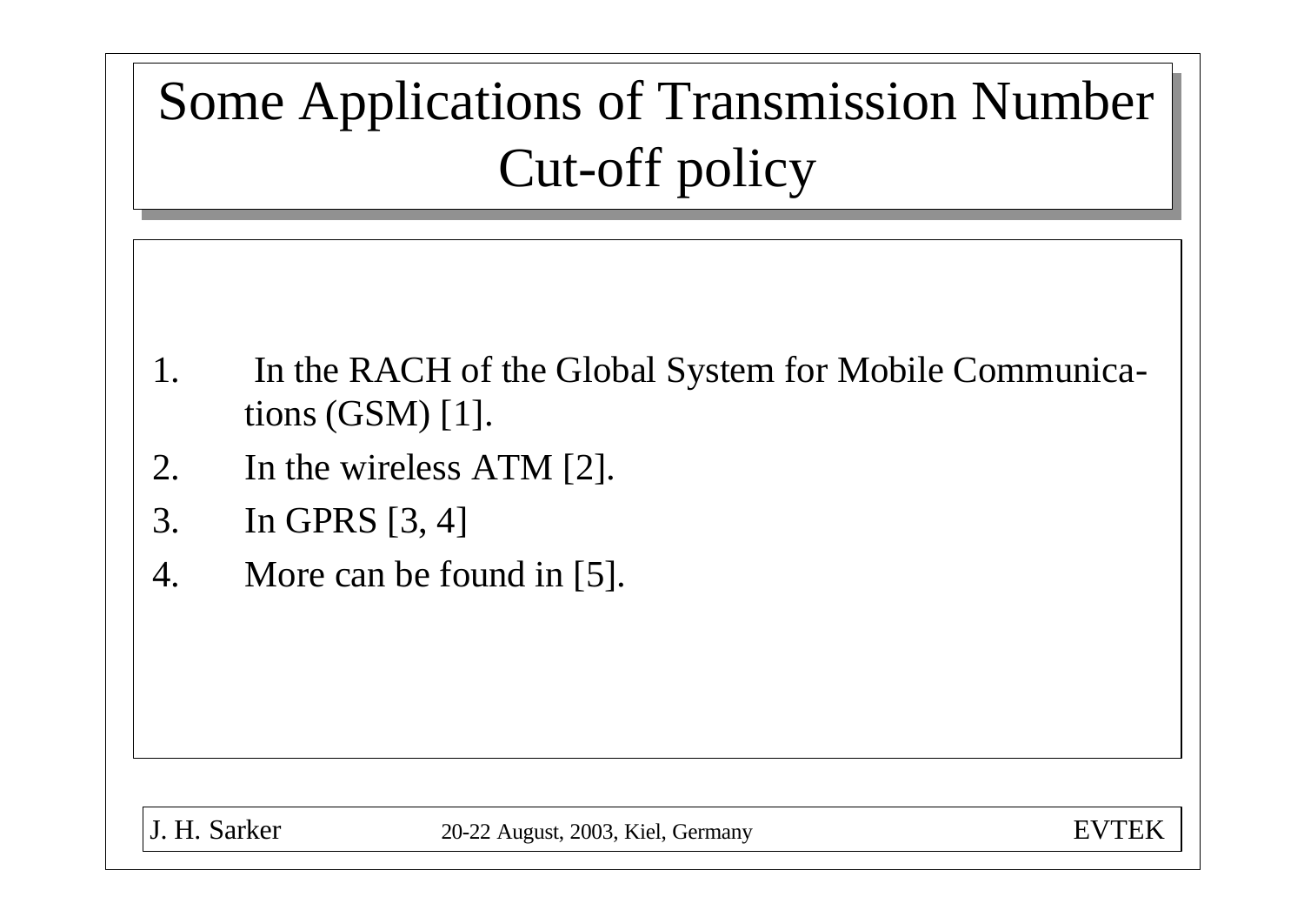# Some Applications of Transmission Number Cut-off policy

1. In the RACH of the Global System for Mobile Communications (GSM) [1].
2. In the wireless ATM [2].
3. In GPRS [3, 4]
4. More can be found in [5].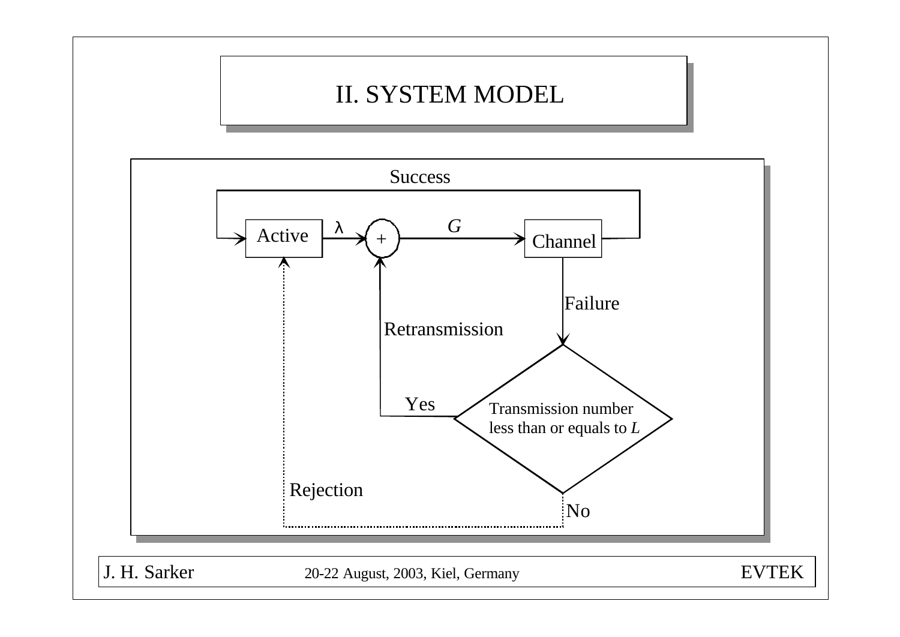# II. SYSTEM MODEL

Success

Active $\lambda$ + $G$ Channel

Failure

Retransmission

Yes

Transmission number less than or equals to $L$

Rejection

No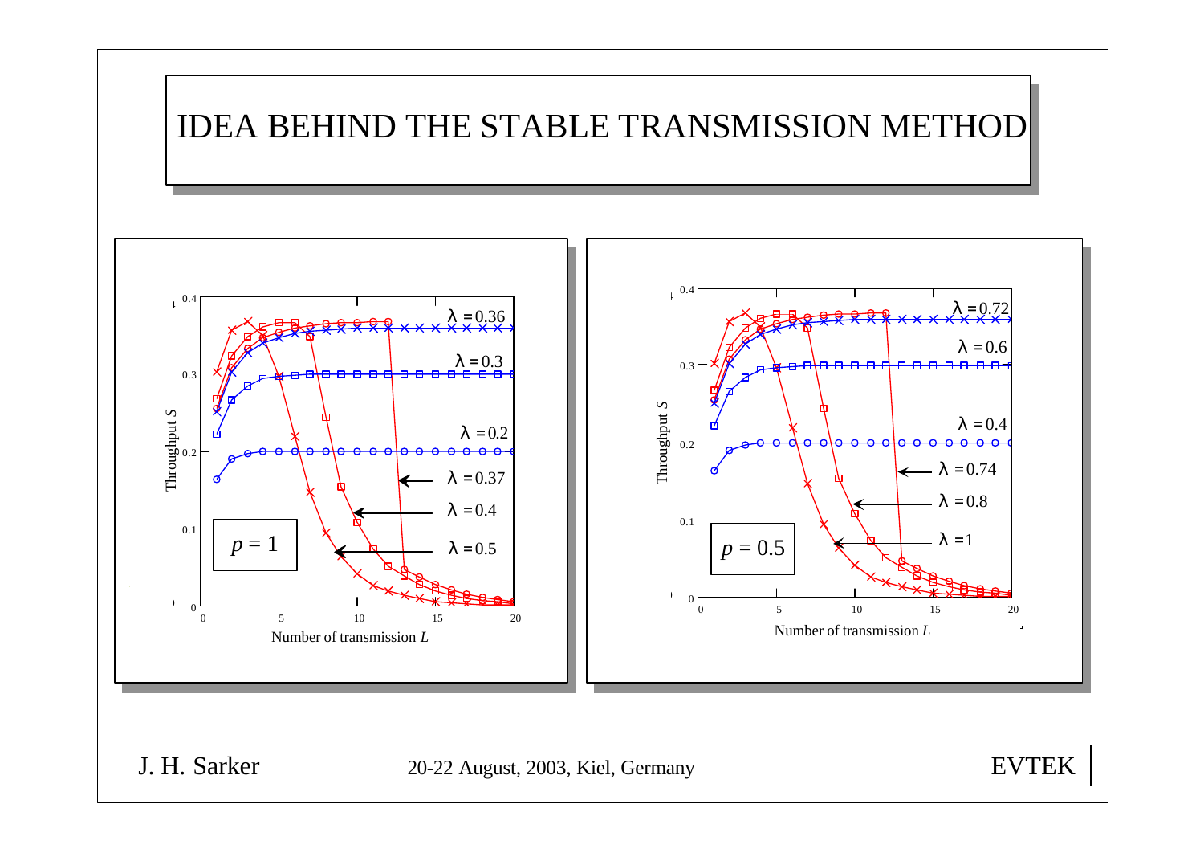# IDEA BEHIND THE STABLE TRANSMISSION METHOD

Throughput $S$ vs. Number of transmission $L$ ($p = 1$): $\lambda = 0.36$, $\lambda = 0.3$, $\lambda = 0.2$, $\lambda = 0.37$, $\lambda = 0.4$, $\lambda = 0.5$

Throughput $S$ vs. Number of transmission $L$ ($p = 0.5$): $\lambda = 0.72$, $\lambda = 0.6$, $\lambda = 0.4$, $\lambda = 0.74$, $\lambda = 0.8$, $\lambda = 1$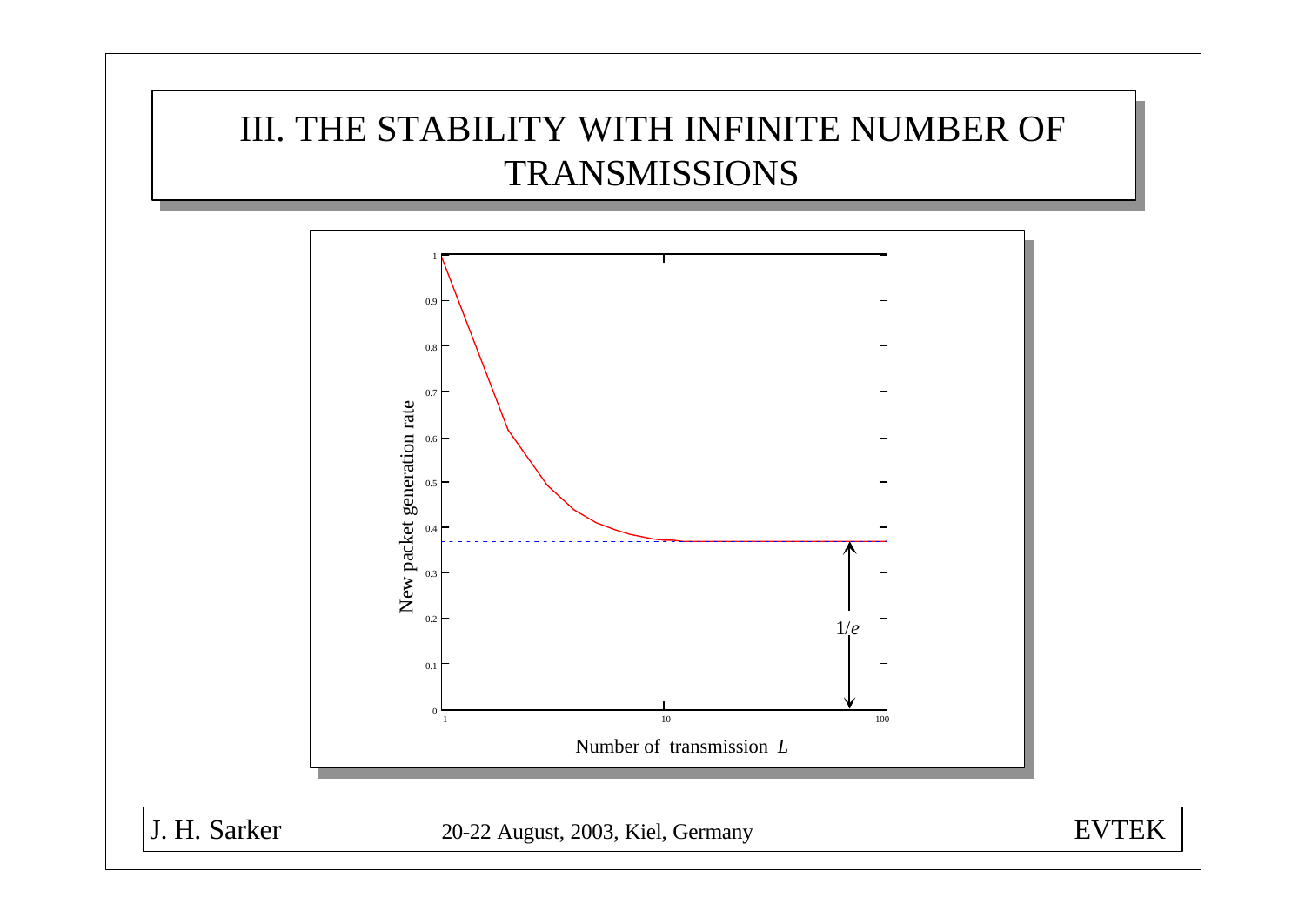# III. THE STABILITY WITH INFINITE NUMBER OF TRANSMISSIONS

New packet generation rate

1
0.9
0.8
0.7
0.6
0.5
0.4
0.3
0.2
0.1
0

1 10 100

$1/e$

Number of transmission $L$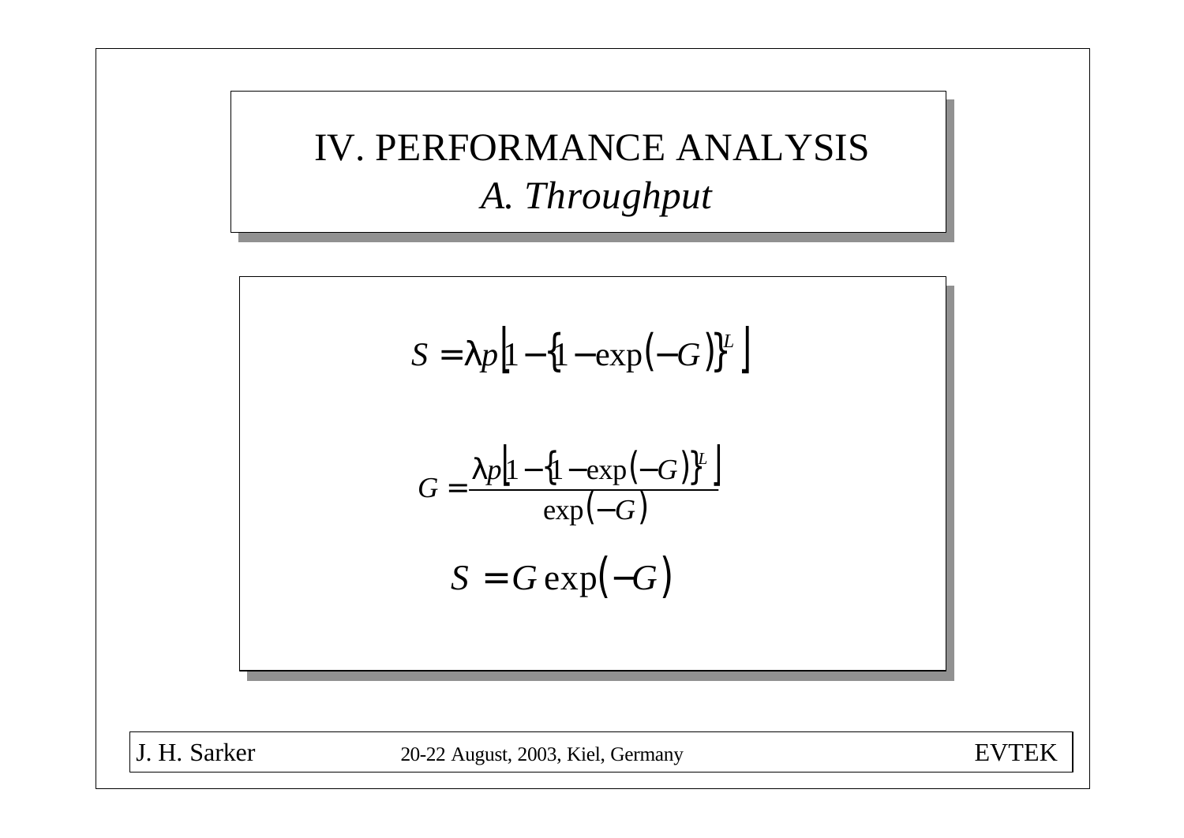# IV. PERFORMANCE ANALYSIS

## *A. Throughput*

$$S = \lambda p \left[ 1 - \left\{ 1 - \exp(-G) \right\}^{L} \right]$$

$$G = \frac{\lambda p \left[ 1 - \left\{ 1 - \exp(-G) \right\}^{L} \right]}{\exp(-G)}$$

$$S = G \exp(-G)$$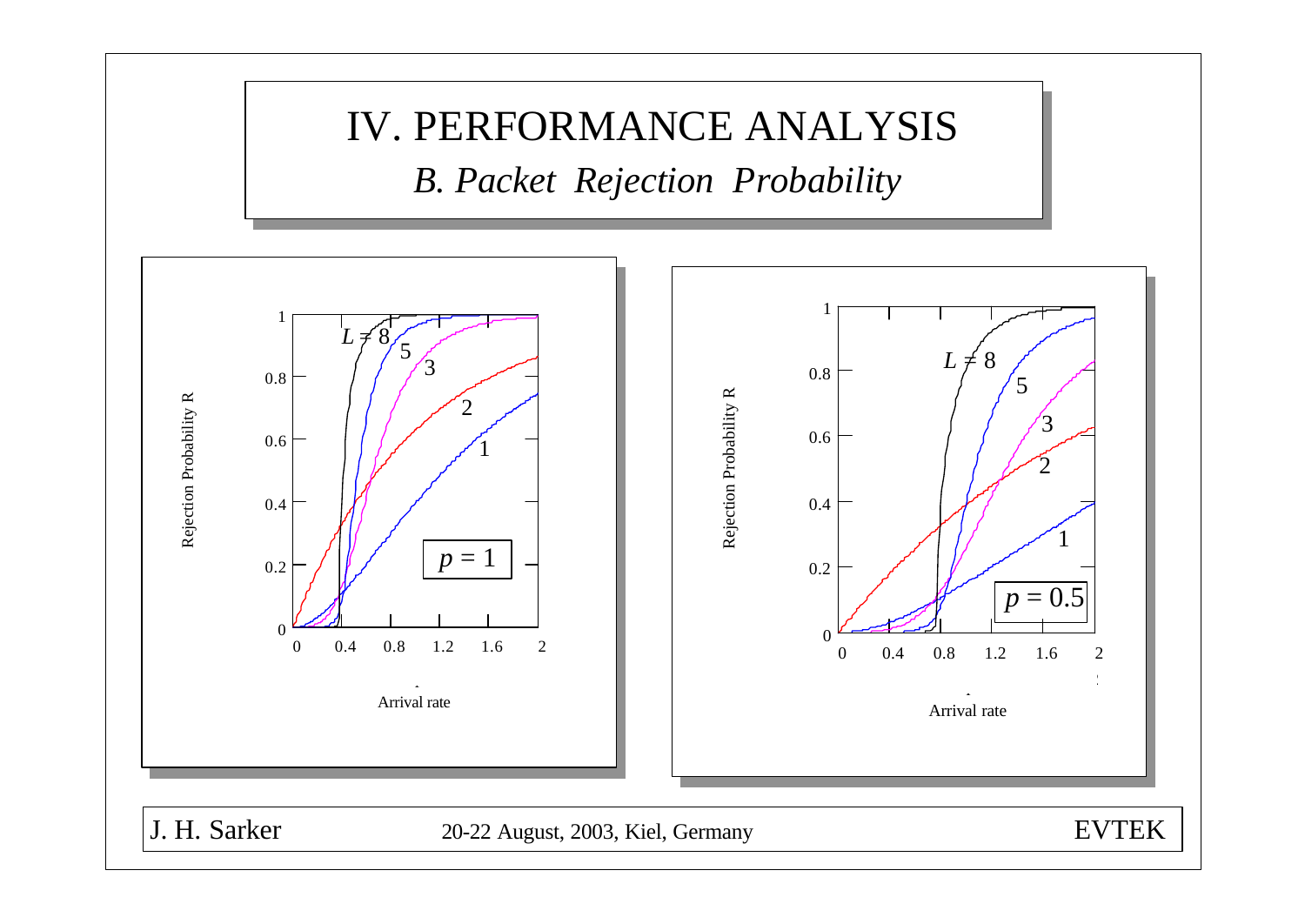# IV. PERFORMANCE ANALYSIS

## *B. Packet Rejection Probability*

Rejection Probability R

$L = 8$, 5, 3, 2, 1

$p = 1$

0, 0.4, 0.8, 1.2, 1.6, 2

Arrival rate

Rejection Probability R

$L = 8$, 5, 3, 2, 1

$p = 0.5$

0, 0.4, 0.8, 1.2, 1.6, 2

Arrival rate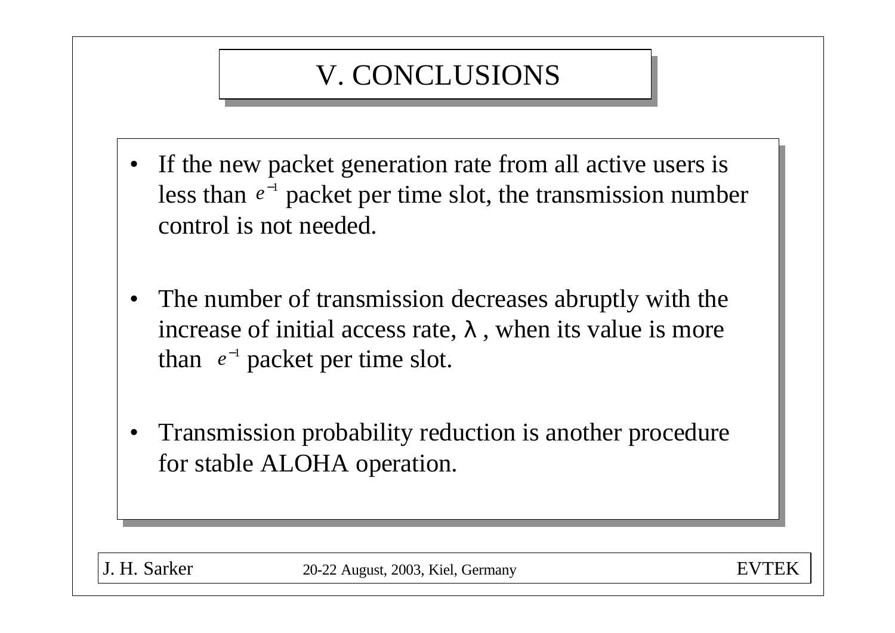# V. CONCLUSIONS

- If the new packet generation rate from all active users is less than $e^{-1}$ packet per time slot, the transmission number control is not needed.

- The number of transmission decreases abruptly with the increase of initial access rate, $\lambda$ , when its value is more than $e^{-1}$ packet per time slot.

- Transmission probability reduction is another procedure for stable ALOHA operation.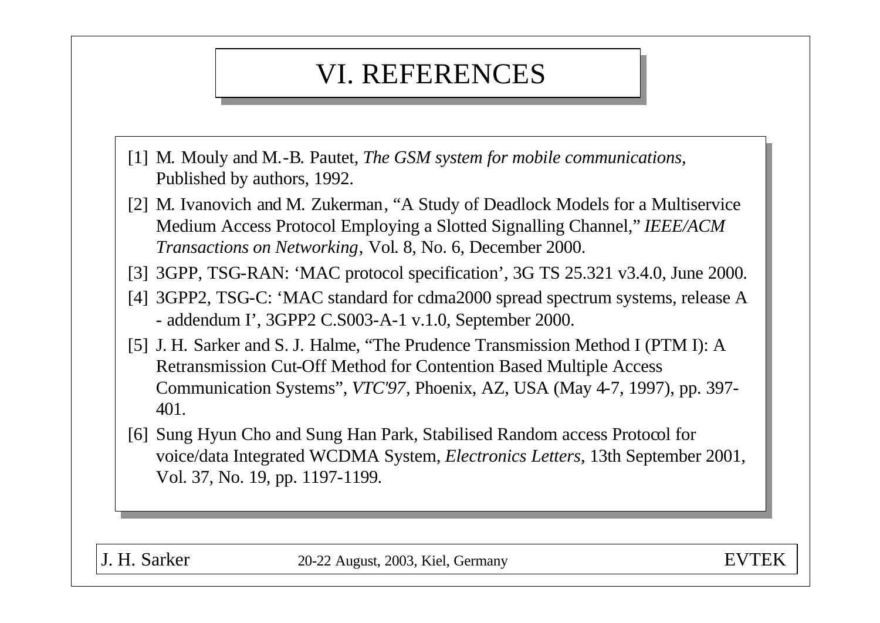# VI. REFERENCES

[1] M. Mouly and M.-B. Pautet, *The GSM system for mobile communications*, Published by authors, 1992.

[2] M. Ivanovich and M. Zukerman, "A Study of Deadlock Models for a Multiservice Medium Access Protocol Employing a Slotted Signalling Channel," *IEEE/ACM Transactions on Networking*, Vol. 8, No. 6, December 2000.

[3] 3GPP, TSG-RAN: 'MAC protocol specification', 3G TS 25.321 v3.4.0, June 2000.

[4] 3GPP2, TSG-C: 'MAC standard for cdma2000 spread spectrum systems, release A - addendum I', 3GPP2 C.S003-A-1 v.1.0, September 2000.

[5] J. H. Sarker and S. J. Halme, "The Prudence Transmission Method I (PTM I): A Retransmission Cut-Off Method for Contention Based Multiple Access Communication Systems", *VTC'97*, Phoenix, AZ, USA (May 4-7, 1997), pp. 397-401.

[6] Sung Hyun Cho and Sung Han Park, Stabilised Random access Protocol for voice/data Integrated WCDMA System, *Electronics Letters*, 13th September 2001, Vol. 37, No. 19, pp. 1197-1199.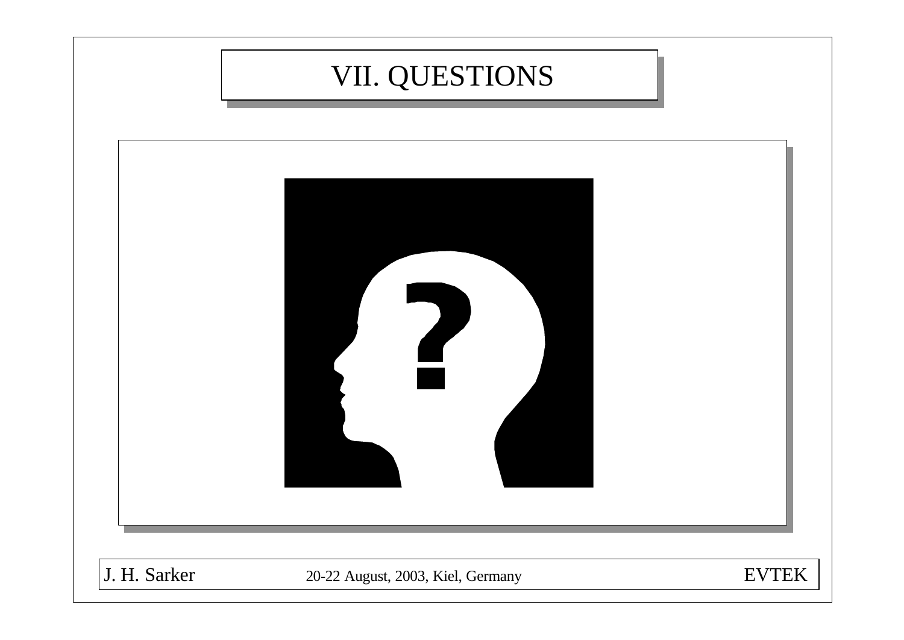# VII. QUESTIONS